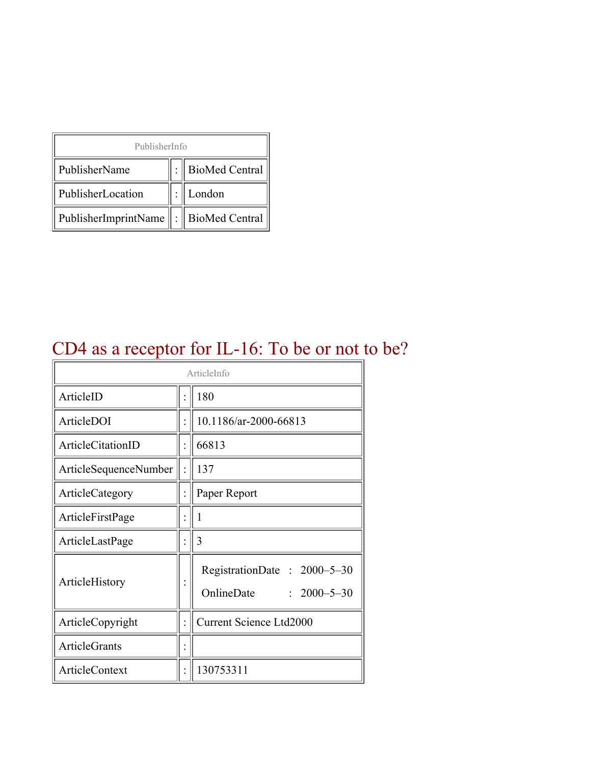| PublisherInfo | | |
|---|---|---|
| PublisherName | : | BioMed Central |
| PublisherLocation | : | London |
| PublisherImprintName | : | BioMed Central |

# CD4 as a receptor for IL-16: To be or not to be?

| ArticleInfo | | |
|---|---|---|
| ArticleID | : | 180 |
| ArticleDOI | : | 10.1186/ar-2000-66813 |
| ArticleCitationID | : | 66813 |
| ArticleSequenceNumber | : | 137 |
| ArticleCategory | : | Paper Report |
| ArticleFirstPage | : | 1 |
| ArticleLastPage | : | 3 |
| ArticleHistory | : | RegistrationDate : 2000–5–30<br>OnlineDate : 2000–5–30 |
| ArticleCopyright | : | Current Science Ltd2000 |
| ArticleGrants | : | |
| ArticleContext | : | 130753311 |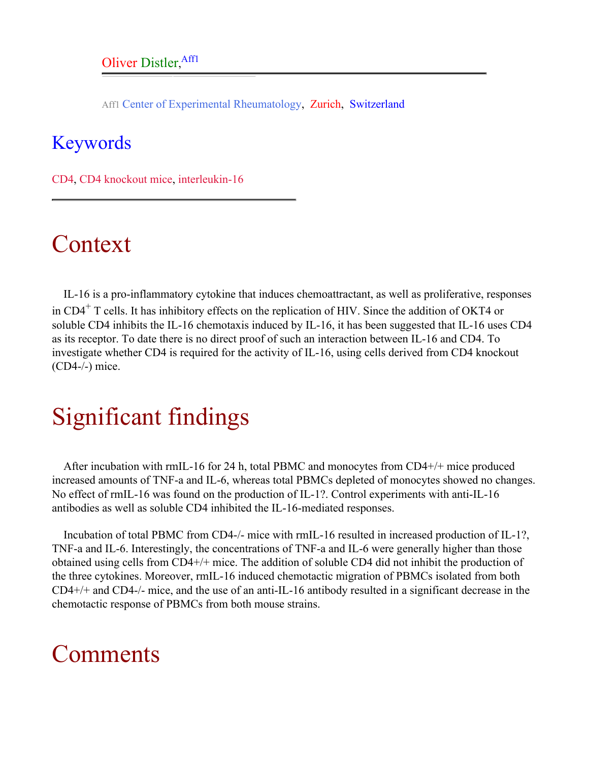Oliver Distler,[Aff1]

Aff1 Center of Experimental Rheumatology, Zurich, Switzerland

## Keywords

CD4, CD4 knockout mice, interleukin-16

# Context

IL-16 is a pro-inflammatory cytokine that induces chemoattractant, as well as proliferative, responses in $CD4^+$ T cells. It has inhibitory effects on the replication of HIV. Since the addition of OKT4 or soluble CD4 inhibits the IL-16 chemotaxis induced by IL-16, it has been suggested that IL-16 uses CD4 as its receptor. To date there is no direct proof of such an interaction between IL-16 and CD4. To investigate whether CD4 is required for the activity of IL-16, using cells derived from CD4 knockout (CD4-/-) mice.

# Significant findings

After incubation with rmIL-16 for 24 h, total PBMC and monocytes from CD4+/+ mice produced increased amounts of TNF-a and IL-6, whereas total PBMCs depleted of monocytes showed no changes. No effect of rmIL-16 was found on the production of IL-1?. Control experiments with anti-IL-16 antibodies as well as soluble CD4 inhibited the IL-16-mediated responses.

Incubation of total PBMC from CD4-/- mice with rmIL-16 resulted in increased production of IL-1?, TNF-a and IL-6. Interestingly, the concentrations of TNF-a and IL-6 were generally higher than those obtained using cells from CD4+/+ mice. The addition of soluble CD4 did not inhibit the production of the three cytokines. Moreover, rmIL-16 induced chemotactic migration of PBMCs isolated from both CD4+/+ and CD4-/- mice, and the use of an anti-IL-16 antibody resulted in a significant decrease in the chemotactic response of PBMCs from both mouse strains.

# Comments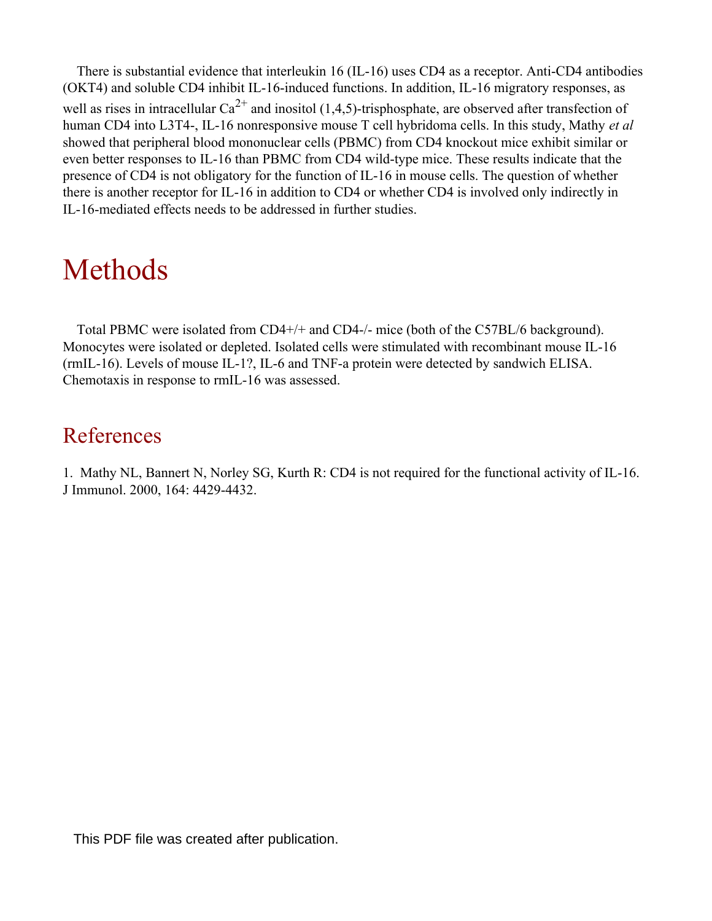There is substantial evidence that interleukin 16 (IL-16) uses CD4 as a receptor. Anti-CD4 antibodies (OKT4) and soluble CD4 inhibit IL-16-induced functions. In addition, IL-16 migratory responses, as well as rises in intracellular $Ca^{2+}$ and inositol (1,4,5)-trisphosphate, are observed after transfection of human CD4 into L3T4-, IL-16 nonresponsive mouse T cell hybridoma cells. In this study, Mathy *et al* showed that peripheral blood mononuclear cells (PBMC) from CD4 knockout mice exhibit similar or even better responses to IL-16 than PBMC from CD4 wild-type mice. These results indicate that the presence of CD4 is not obligatory for the function of IL-16 in mouse cells. The question of whether there is another receptor for IL-16 in addition to CD4 or whether CD4 is involved only indirectly in IL-16-mediated effects needs to be addressed in further studies.

# Methods

Total PBMC were isolated from CD4+/+ and CD4-/- mice (both of the C57BL/6 background). Monocytes were isolated or depleted. Isolated cells were stimulated with recombinant mouse IL-16 (rmIL-16). Levels of mouse IL-1?, IL-6 and TNF-a protein were detected by sandwich ELISA. Chemotaxis in response to rmIL-16 was assessed.

## References

1. Mathy NL, Bannert N, Norley SG, Kurth R: CD4 is not required for the functional activity of IL-16. J Immunol. 2000, 164: 4429-4432.

This PDF file was created after publication.